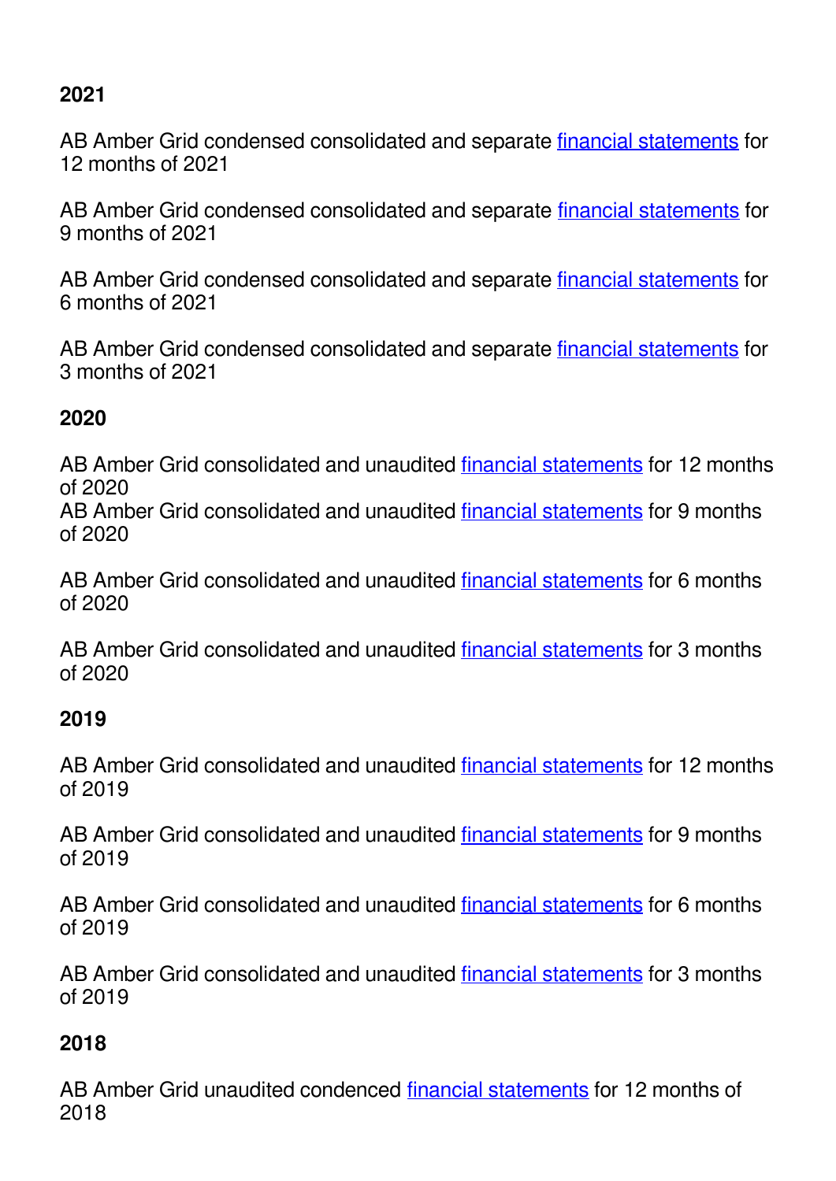**2021**

AB Amber Grid condensed consolidated and separate financial statements for 12 months of 2021

AB Amber Grid condensed consolidated and separate financial statements for 9 months of 2021

AB Amber Grid condensed consolidated and separate financial statements for 6 months of 2021

AB Amber Grid condensed consolidated and separate financial statements for 3 months of 2021

**2020**

AB Amber Grid consolidated and unaudited financial statements for 12 months of 2020
AB Amber Grid consolidated and unaudited financial statements for 9 months of 2020

AB Amber Grid consolidated and unaudited financial statements for 6 months of 2020

AB Amber Grid consolidated and unaudited financial statements for 3 months of 2020

**2019**

AB Amber Grid consolidated and unaudited financial statements for 12 months of 2019

AB Amber Grid consolidated and unaudited financial statements for 9 months of 2019

AB Amber Grid consolidated and unaudited financial statements for 6 months of 2019

AB Amber Grid consolidated and unaudited financial statements for 3 months of 2019

**2018**

AB Amber Grid unaudited condenced financial statements for 12 months of 2018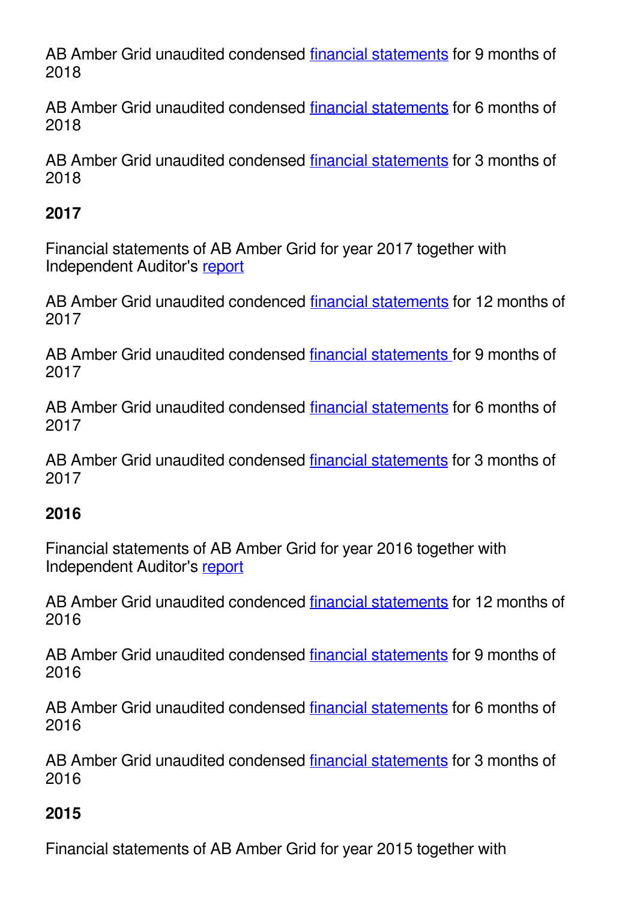AB Amber Grid unaudited condensed [financial statements] for 9 months of 2018

AB Amber Grid unaudited condensed [financial statements] for 6 months of 2018

AB Amber Grid unaudited condensed [financial statements] for 3 months of 2018

**2017**

Financial statements of AB Amber Grid for year 2017 together with Independent Auditor's [report]

AB Amber Grid unaudited condenced [financial statements] for 12 months of 2017

AB Amber Grid unaudited condensed [financial statements] for 9 months of 2017

AB Amber Grid unaudited condensed [financial statements] for 6 months of 2017

AB Amber Grid unaudited condensed [financial statements] for 3 months of 2017

**2016**

Financial statements of AB Amber Grid for year 2016 together with Independent Auditor's [report]

AB Amber Grid unaudited condenced [financial statements] for 12 months of 2016

AB Amber Grid unaudited condensed [financial statements] for 9 months of 2016

AB Amber Grid unaudited condensed [financial statements] for 6 months of 2016

AB Amber Grid unaudited condensed [financial statements] for 3 months of 2016

**2015**

Financial statements of AB Amber Grid for year 2015 together with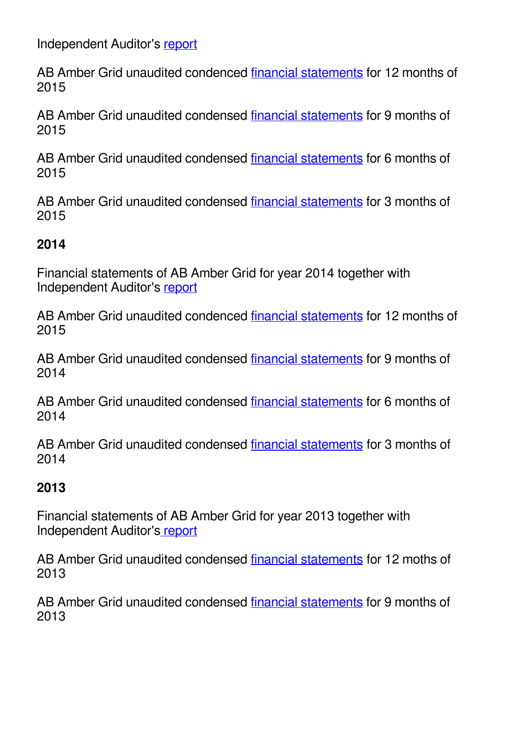Independent Auditor's report

AB Amber Grid unaudited condenced financial statements for 12 months of 2015

AB Amber Grid unaudited condensed financial statements for 9 months of 2015

AB Amber Grid unaudited condensed financial statements for 6 months of 2015

AB Amber Grid unaudited condensed financial statements for 3 months of 2015

**2014**

Financial statements of AB Amber Grid for year 2014 together with Independent Auditor's report

AB Amber Grid unaudited condenced financial statements for 12 months of 2015

AB Amber Grid unaudited condensed financial statements for 9 months of 2014

AB Amber Grid unaudited condensed financial statements for 6 months of 2014

AB Amber Grid unaudited condensed financial statements for 3 months of 2014

**2013**

Financial statements of AB Amber Grid for year 2013 together with Independent Auditor's report

AB Amber Grid unaudited condensed financial statements for 12 moths of 2013

AB Amber Grid unaudited condensed financial statements for 9 months of 2013